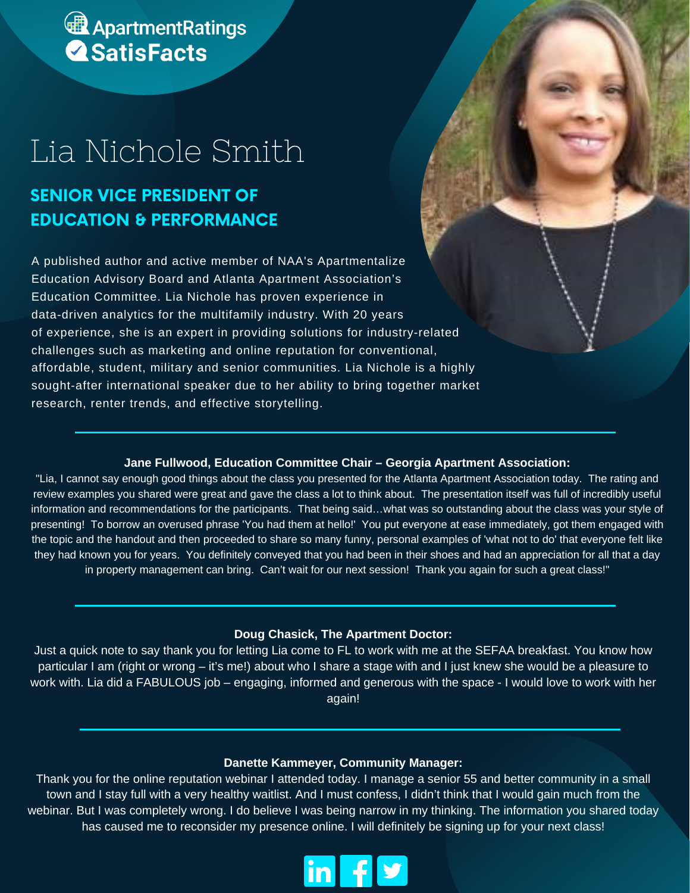ApartmentRatings
SatisFacts

# Lia Nichole Smith

## SENIOR VICE PRESIDENT OF EDUCATION & PERFORMANCE

A published author and active member of NAA's Apartmentalize Education Advisory Board and Atlanta Apartment Association's Education Committee. Lia Nichole has proven experience in data-driven analytics for the multifamily industry. With 20 years of experience, she is an expert in providing solutions for industry-related challenges such as marketing and online reputation for conventional, affordable, student, military and senior communities. Lia Nichole is a highly sought-after international speaker due to her ability to bring together market research, renter trends, and effective storytelling.

---

**Jane Fullwood, Education Committee Chair – Georgia Apartment Association:**

"Lia, I cannot say enough good things about the class you presented for the Atlanta Apartment Association today. The rating and review examples you shared were great and gave the class a lot to think about. The presentation itself was full of incredibly useful information and recommendations for the participants. That being said…what was so outstanding about the class was your style of presenting! To borrow an overused phrase 'You had them at hello!' You put everyone at ease immediately, got them engaged with the topic and the handout and then proceeded to share so many funny, personal examples of 'what not to do' that everyone felt like they had known you for years. You definitely conveyed that you had been in their shoes and had an appreciation for all that a day in property management can bring. Can't wait for our next session! Thank you again for such a great class!"

---

**Doug Chasick, The Apartment Doctor:**

Just a quick note to say thank you for letting Lia come to FL to work with me at the SEFAA breakfast. You know how particular I am (right or wrong – it's me!) about who I share a stage with and I just knew she would be a pleasure to work with. Lia did a FABULOUS job – engaging, informed and generous with the space - I would love to work with her again!

---

**Danette Kammeyer, Community Manager:**

Thank you for the online reputation webinar I attended today. I manage a senior 55 and better community in a small town and I stay full with a very healthy waitlist. And I must confess, I didn't think that I would gain much from the webinar. But I was completely wrong. I do believe I was being narrow in my thinking. The information you shared today has caused me to reconsider my presence online. I will definitely be signing up for your next class!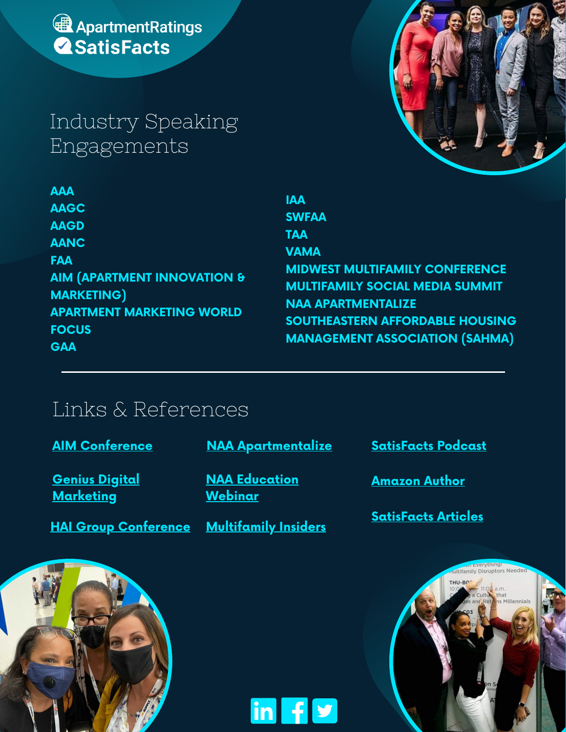ApartmentRatings
SatisFacts

## Industry Speaking Engagements

- AAA
- AAGC
- AAGD
- AANC
- FAA
- AIM (APARTMENT INNOVATION & MARKETING)
- APARTMENT MARKETING WORLD
- FOCUS
- GAA
- IAA
- SWFAA
- TAA
- VAMA
- MIDWEST MULTIFAMILY CONFERENCE
- MULTIFAMILY SOCIAL MEDIA SUMMIT
- NAA APARTMENTALIZE
- SOUTHEASTERN AFFORDABLE HOUSING MANAGEMENT ASSOCIATION (SAHMA)

---

## Links & References

- AIM Conference
- Genius Digital Marketing
- HAI Group Conference
- NAA Apartmentalize
- NAA Education Webinar
- Multifamily Insiders
- SatisFacts Podcast
- Amazon Author
- SatisFacts Articles